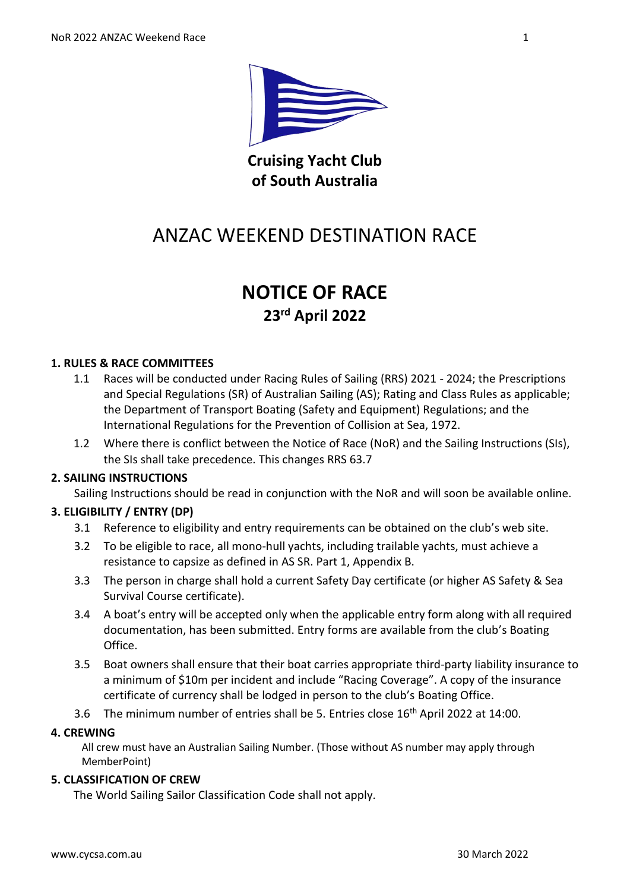**Cruising Yacht Club**
**of South Australia**

# ANZAC WEEKEND DESTINATION RACE

# NOTICE OF RACE

## 23rd April 2022

### 1. RULES & RACE COMMITTEES

1.1 Races will be conducted under Racing Rules of Sailing (RRS) 2021 - 2024; the Prescriptions and Special Regulations (SR) of Australian Sailing (AS); Rating and Class Rules as applicable; the Department of Transport Boating (Safety and Equipment) Regulations; and the International Regulations for the Prevention of Collision at Sea, 1972.

1.2 Where there is conflict between the Notice of Race (NoR) and the Sailing Instructions (SIs), the SIs shall take precedence. This changes RRS 63.7

### 2. SAILING INSTRUCTIONS

Sailing Instructions should be read in conjunction with the NoR and will soon be available online.

### 3. ELIGIBILITY / ENTRY (DP)

3.1 Reference to eligibility and entry requirements can be obtained on the club's web site.

3.2 To be eligible to race, all mono-hull yachts, including trailable yachts, must achieve a resistance to capsize as defined in AS SR. Part 1, Appendix B.

3.3 The person in charge shall hold a current Safety Day certificate (or higher AS Safety & Sea Survival Course certificate).

3.4 A boat's entry will be accepted only when the applicable entry form along with all required documentation, has been submitted. Entry forms are available from the club's Boating Office.

3.5 Boat owners shall ensure that their boat carries appropriate third-party liability insurance to a minimum of $10m per incident and include "Racing Coverage". A copy of the insurance certificate of currency shall be lodged in person to the club's Boating Office.

3.6 The minimum number of entries shall be 5. Entries close 16th April 2022 at 14:00.

### 4. CREWING

All crew must have an Australian Sailing Number. (Those without AS number may apply through MemberPoint)

### 5. CLASSIFICATION OF CREW

The World Sailing Sailor Classification Code shall not apply.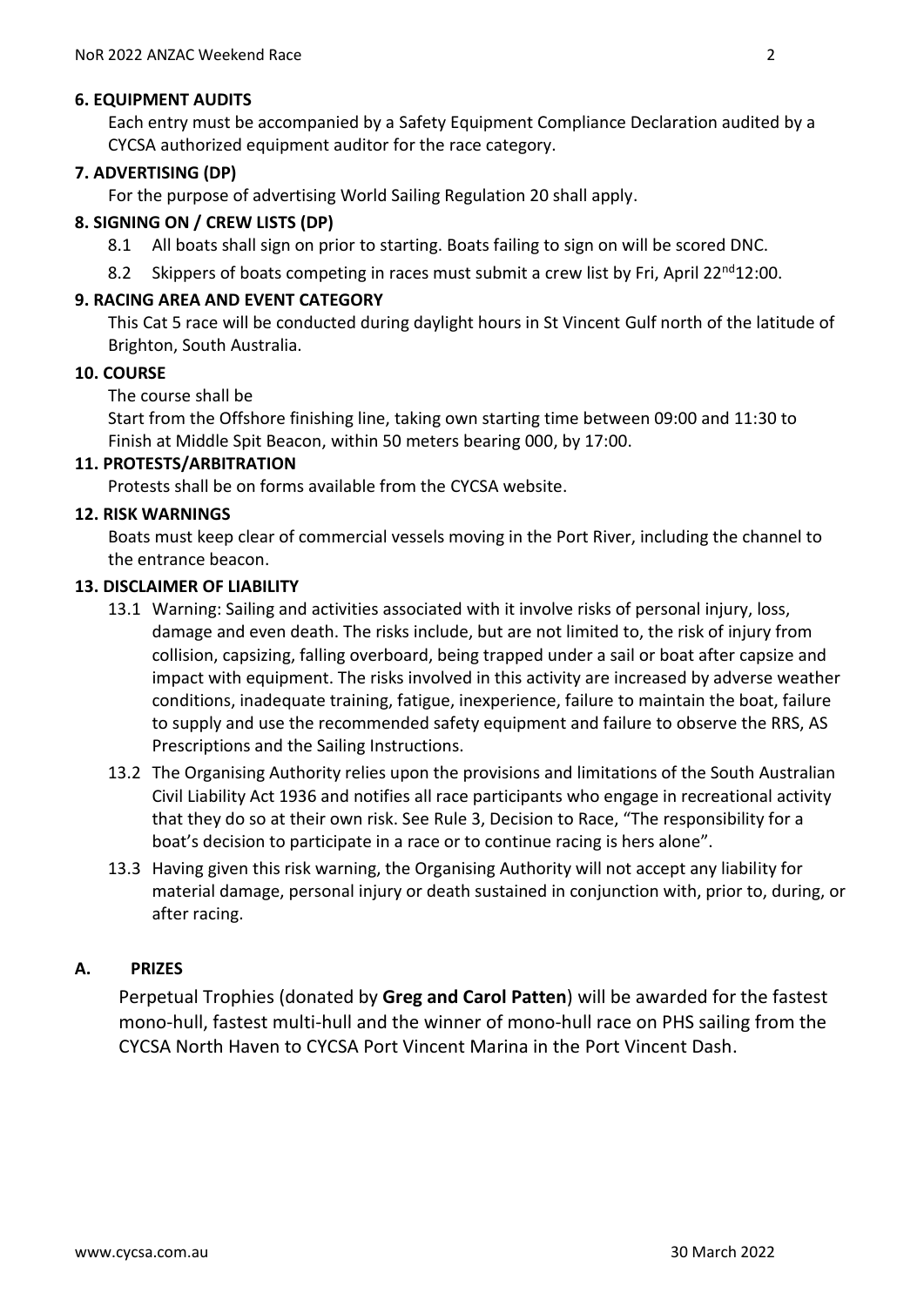### 6. EQUIPMENT AUDITS

Each entry must be accompanied by a Safety Equipment Compliance Declaration audited by a CYCSA authorized equipment auditor for the race category.

### 7. ADVERTISING (DP)

For the purpose of advertising World Sailing Regulation 20 shall apply.

### 8. SIGNING ON / CREW LISTS (DP)

8.1 All boats shall sign on prior to starting. Boats failing to sign on will be scored DNC.

8.2 Skippers of boats competing in races must submit a crew list by Fri, April 22nd 12:00.

### 9. RACING AREA AND EVENT CATEGORY

This Cat 5 race will be conducted during daylight hours in St Vincent Gulf north of the latitude of Brighton, South Australia.

### 10. COURSE

The course shall be

Start from the Offshore finishing line, taking own starting time between 09:00 and 11:30 to Finish at Middle Spit Beacon, within 50 meters bearing 000, by 17:00.

### 11. PROTESTS/ARBITRATION

Protests shall be on forms available from the CYCSA website.

### 12. RISK WARNINGS

Boats must keep clear of commercial vessels moving in the Port River, including the channel to the entrance beacon.

### 13. DISCLAIMER OF LIABILITY

13.1 Warning: Sailing and activities associated with it involve risks of personal injury, loss, damage and even death. The risks include, but are not limited to, the risk of injury from collision, capsizing, falling overboard, being trapped under a sail or boat after capsize and impact with equipment. The risks involved in this activity are increased by adverse weather conditions, inadequate training, fatigue, inexperience, failure to maintain the boat, failure to supply and use the recommended safety equipment and failure to observe the RRS, AS Prescriptions and the Sailing Instructions.

13.2 The Organising Authority relies upon the provisions and limitations of the South Australian Civil Liability Act 1936 and notifies all race participants who engage in recreational activity that they do so at their own risk. See Rule 3, Decision to Race, "The responsibility for a boat's decision to participate in a race or to continue racing is hers alone".

13.3 Having given this risk warning, the Organising Authority will not accept any liability for material damage, personal injury or death sustained in conjunction with, prior to, during, or after racing.

### A. PRIZES

Perpetual Trophies (donated by **Greg and Carol Patten**) will be awarded for the fastest mono-hull, fastest multi-hull and the winner of mono-hull race on PHS sailing from the CYCSA North Haven to CYCSA Port Vincent Marina in the Port Vincent Dash.